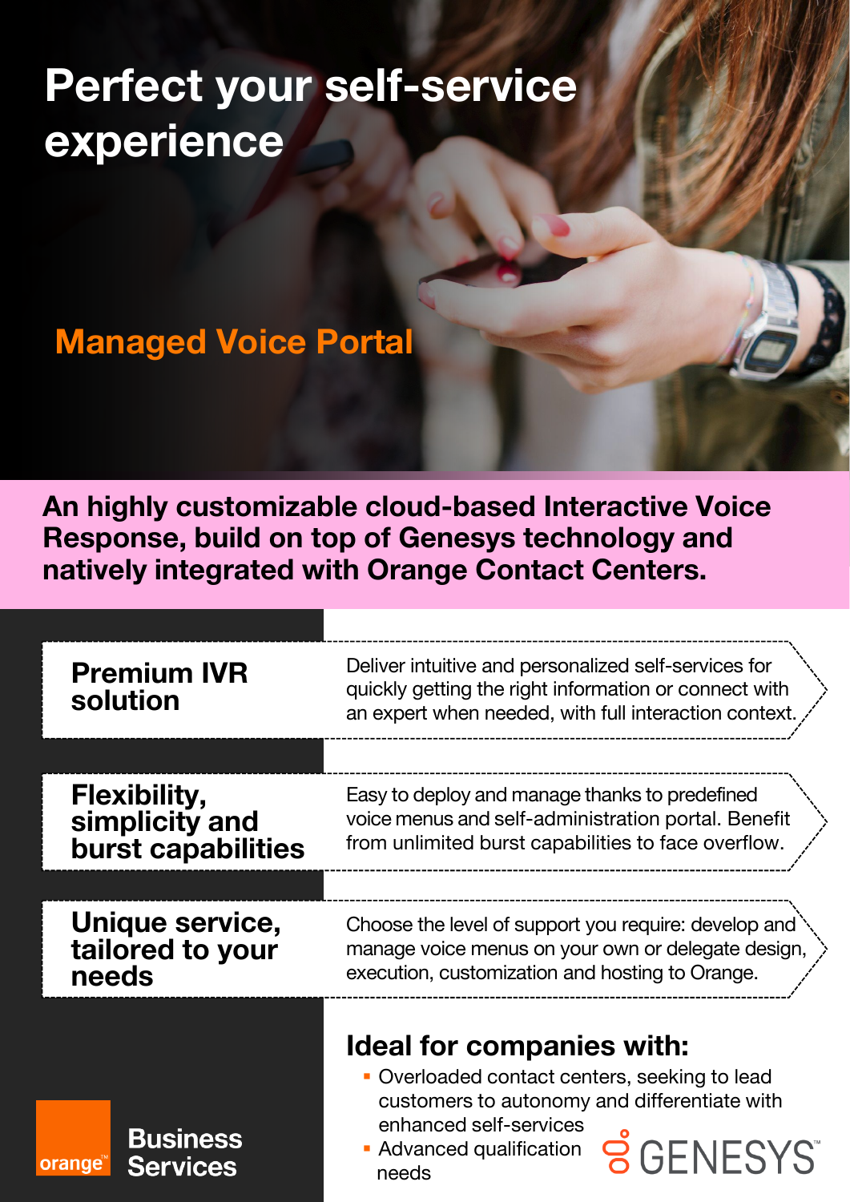# Perfect your self-service experience

## Managed Voice Portal

**An highly customizable cloud-based Interactive Voice Response, build on top of Genesys technology and natively integrated with Orange Contact Centers.**

### Premium IVR solution

Deliver intuitive and personalized self-services for quickly getting the right information or connect with an expert when needed, with full interaction context.

### Flexibility, simplicity and burst capabilities

Easy to deploy and manage thanks to predefined voice menus and self-administration portal. Benefit from unlimited burst capabilities to face overflow.

### Unique service, tailored to your needs

Choose the level of support you require: develop and manage voice menus on your own or delegate design, execution, customization and hosting to Orange.

## Ideal for companies with:

- Overloaded contact centers, seeking to lead customers to autonomy and differentiate with enhanced self-services
- Advanced qualification needs

orange Business Services

GENESYS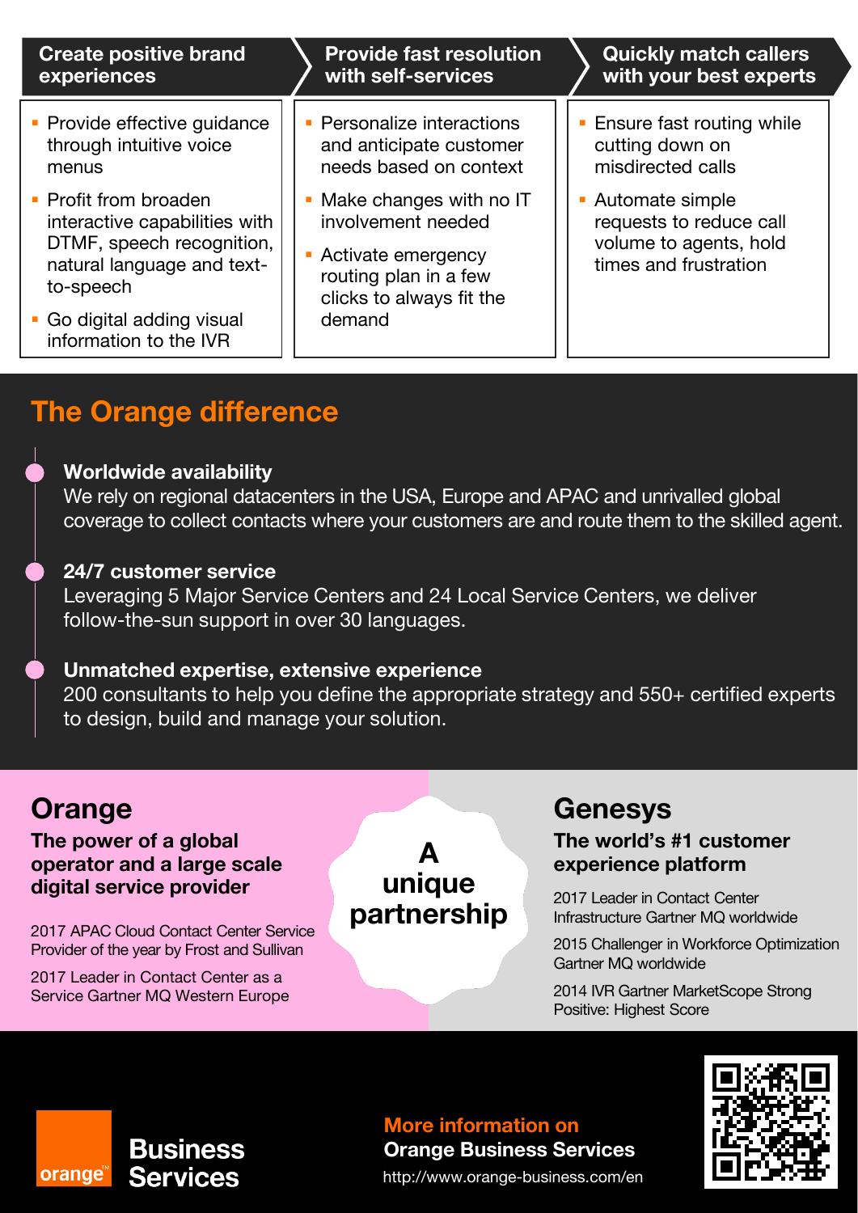### Create positive brand experiences

- Provide effective guidance through intuitive voice menus
- Profit from broaden interactive capabilities with DTMF, speech recognition, natural language and text-to-speech
- Go digital adding visual information to the IVR

### Provide fast resolution with self-services

- Personalize interactions and anticipate customer needs based on context
- Make changes with no IT involvement needed
- Activate emergency routing plan in a few clicks to always fit the demand

### Quickly match callers with your best experts

- Ensure fast routing while cutting down on misdirected calls
- Automate simple requests to reduce call volume to agents, hold times and frustration

## The Orange difference

**Worldwide availability**
We rely on regional datacenters in the USA, Europe and APAC and unrivalled global coverage to collect contacts where your customers are and route them to the skilled agent.

**24/7 customer service**
Leveraging 5 Major Service Centers and 24 Local Service Centers, we deliver follow-the-sun support in over 30 languages.

**Unmatched expertise, extensive experience**
200 consultants to help you define the appropriate strategy and 550+ certified experts to design, build and manage your solution.

## Orange

**The power of a global operator and a large scale digital service provider**

2017 APAC Cloud Contact Center Service Provider of the year by Frost and Sullivan

2017 Leader in Contact Center as a Service Gartner MQ Western Europe

**A unique partnership**

## Genesys

**The world's #1 customer experience platform**

2017 Leader in Contact Center Infrastructure Gartner MQ worldwide

2015 Challenger in Workforce Optimization Gartner MQ worldwide

2014 IVR Gartner MarketScope Strong Positive: Highest Score

orange™ Business Services

**More information on**
**Orange Business Services**
http://www.orange-business.com/en